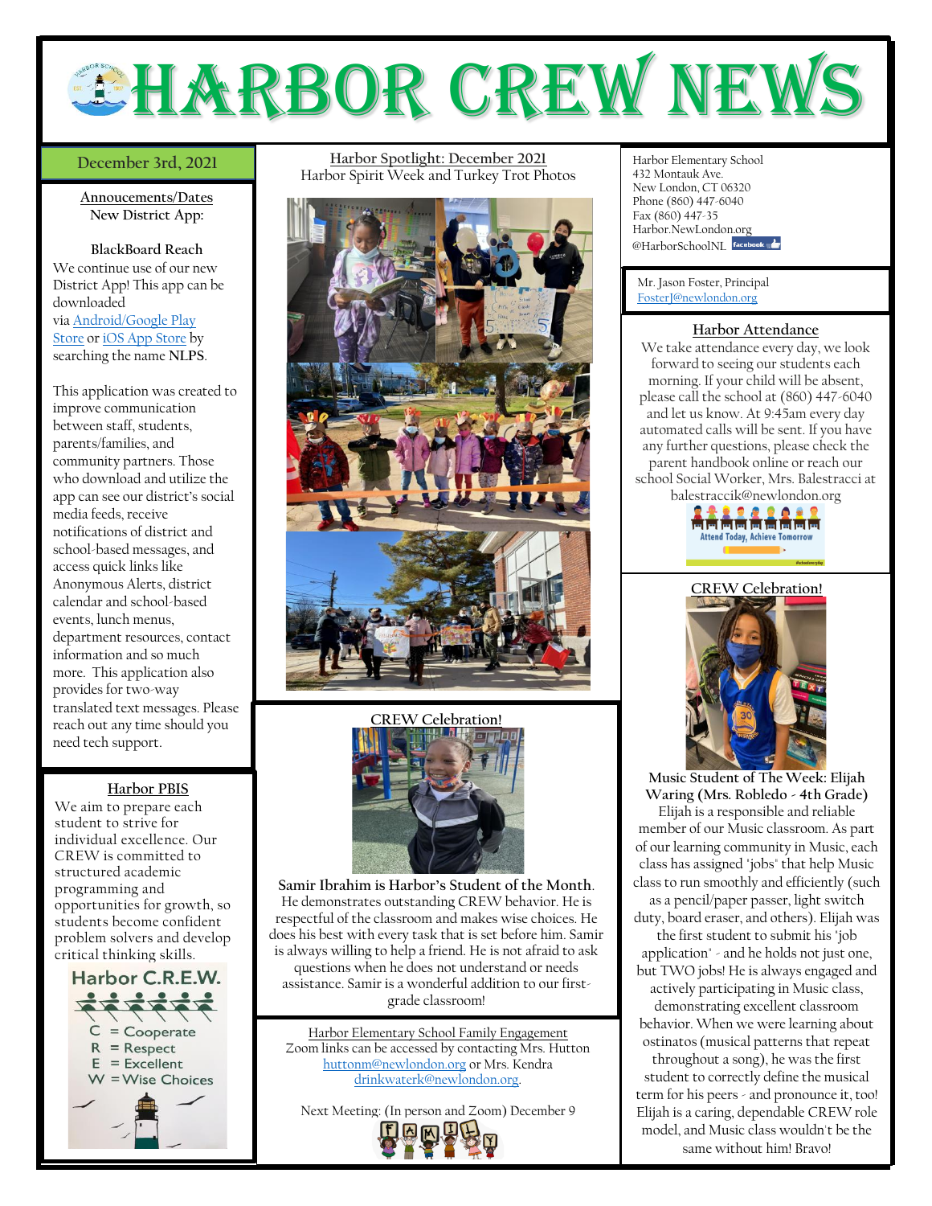# HARBOR CREW NEWS

December 3rd, 2021

## Annoucements/Dates

**New District App:**

**BlackBoard Reach**

We continue use of our new District App! This app can be downloaded via Android/Google Play Store or iOS App Store by searching the name **NLPS**.

This application was created to improve communication between staff, students, parents/families, and community partners. Those who download and utilize the app can see our district's social media feeds, receive notifications of district and school-based messages, and access quick links like Anonymous Alerts, district calendar and school-based events, lunch menus, department resources, contact information and so much more. This application also provides for two-way translated text messages. Please reach out any time should you need tech support.

## Harbor PBIS

We aim to prepare each student to strive for individual excellence. Our CREW is committed to structured academic programming and opportunities for growth, so students become confident problem solvers and develop critical thinking skills.

Harbor C.R.E.W.

C = Cooperate
R = Respect
E = Excellent
W = Wise Choices

## Harbor Spotlight: December 2021

Harbor Spirit Week and Turkey Trot Photos

## CREW Celebration!

**Samir Ibrahim is Harbor's Student of the Month.** He demonstrates outstanding CREW behavior. He is respectful of the classroom and makes wise choices. He does his best with every task that is set before him. Samir is always willing to help a friend. He is not afraid to ask questions when he does not understand or needs assistance. Samir is a wonderful addition to our first-grade classroom!

## Harbor Elementary School Family Engagement

Zoom links can be accessed by contacting Mrs. Hutton huttonm@newlondon.org or Mrs. Kendra drinkwaterk@newlondon.org.

Next Meeting: (In person and Zoom) December 9

Harbor Elementary School
432 Montauk Ave.
New London, CT 06320
Phone (860) 447-6040
Fax (860) 447-35
Harbor.NewLondon.org
@HarborSchoolNL

Mr. Jason Foster, Principal
FosterJ@newlondon.org

## Harbor Attendance

We take attendance every day, we look forward to seeing our students each morning. If your child will be absent, please call the school at (860) 447-6040 and let us know. At 9:45am every day automated calls will be sent. If you have any further questions, please check the parent handbook online or reach our school Social Worker, Mrs. Balestracci at balestraccik@newlondon.org

Attend Today, Achieve Tomorrow

## CREW Celebration!

**Music Student of The Week: Elijah Waring (Mrs. Robledo - 4th Grade)**

Elijah is a responsible and reliable member of our Music classroom. As part of our learning community in Music, each class has assigned "jobs" that help Music class to run smoothly and efficiently (such as a pencil/paper passer, light switch duty, board eraser, and others). Elijah was the first student to submit his "job application" - and he holds not just one, but TWO jobs! He is always engaged and actively participating in Music class, demonstrating excellent classroom behavior. When we were learning about ostinatos (musical patterns that repeat throughout a song), he was the first student to correctly define the musical term for his peers - and pronounce it, too! Elijah is a caring, dependable CREW role model, and Music class wouldn't be the same without him! Bravo!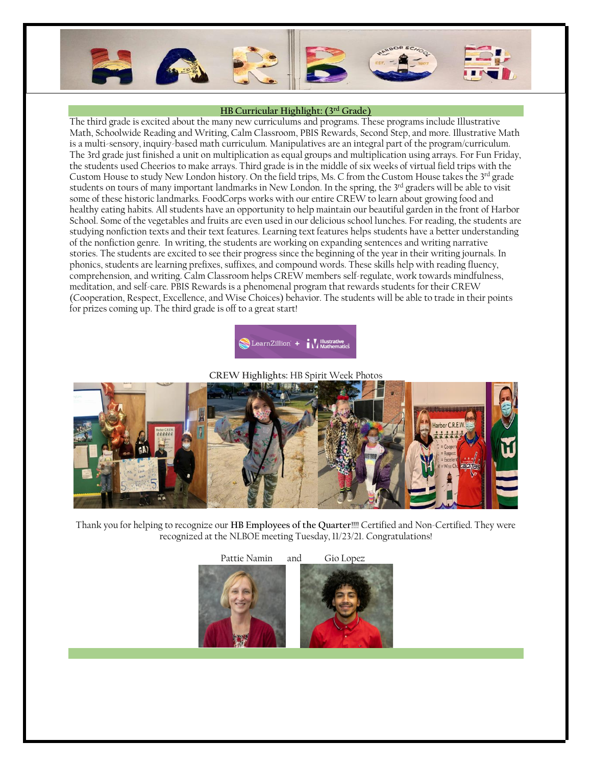## HB Curricular Highlight: (3rd Grade)

The third grade is excited about the many new curriculums and programs. These programs include Illustrative Math, Schoolwide Reading and Writing, Calm Classroom, PBIS Rewards, Second Step, and more. Illustrative Math is a multi-sensory, inquiry-based math curriculum. Manipulatives are an integral part of the program/curriculum. The 3rd grade just finished a unit on multiplication as equal groups and multiplication using arrays. For Fun Friday, the students used Cheerios to make arrays. Third grade is in the middle of six weeks of virtual field trips with the Custom House to study New London history. On the field trips, Ms. C from the Custom House takes the 3rd grade students on tours of many important landmarks in New London. In the spring, the 3rd graders will be able to visit some of these historic landmarks. FoodCorps works with our entire CREW to learn about growing food and healthy eating habits. All students have an opportunity to help maintain our beautiful garden in the front of Harbor School. Some of the vegetables and fruits are even used in our delicious school lunches. For reading, the students are studying nonfiction texts and their text features. Learning text features helps students have a better understanding of the nonfiction genre. In writing, the students are working on expanding sentences and writing narrative stories. The students are excited to see their progress since the beginning of the year in their writing journals. In phonics, students are learning prefixes, suffixes, and compound words. These skills help with reading fluency, comprehension, and writing. Calm Classroom helps CREW members self-regulate, work towards mindfulness, meditation, and self-care. PBIS Rewards is a phenomenal program that rewards students for their CREW (Cooperation, Respect, Excellence, and Wise Choices) behavior. The students will be able to trade in their points for prizes coming up. The third grade is off to a great start!

**CREW Highlights**: HB Spirit Week Photos

Thank you for helping to recognize our **HB Employees of the Quarter**!!!! Certified and Non-Certified. They were recognized at the NLBOE meeting Tuesday, 11/23/21. Congratulations!

Pattie Namin and Gio Lopez